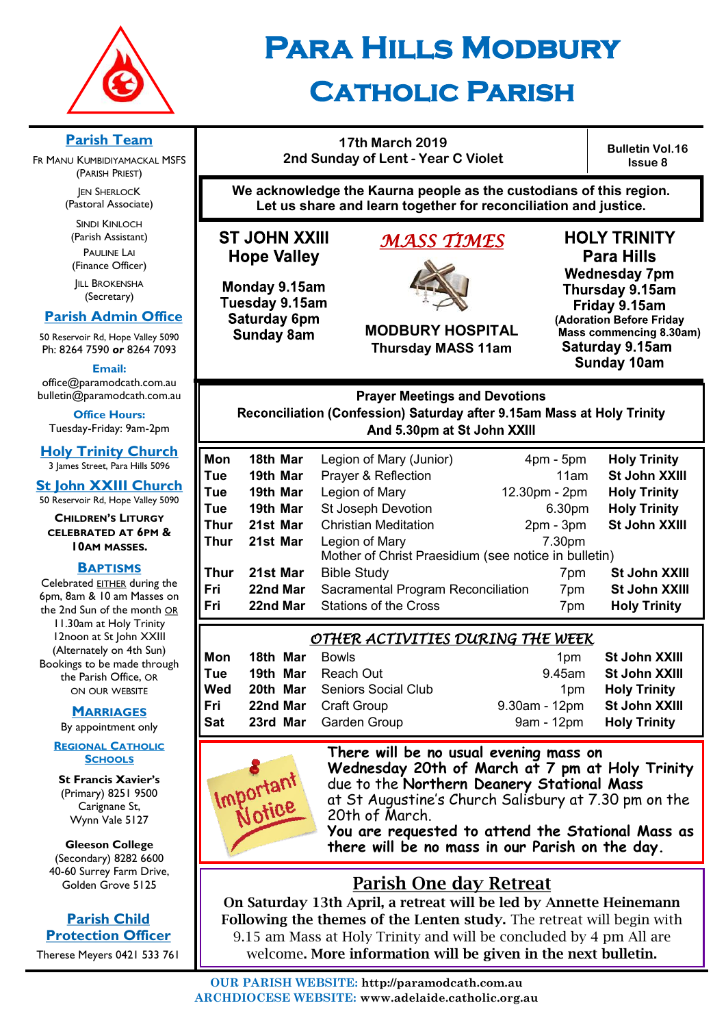# Para Hills Modbury Catholic Parish

17th March 2019
2nd Sunday of Lent - Year C Violet

Bulletin Vol.16 Issue 8

**We acknowledge the Kaurna people as the custodians of this region. Let us share and learn together for reconciliation and justice.**

## *MASS TIMES*

**ST JOHN XXIII Hope Valley**

- Monday 9.15am
- Tuesday 9.15am
- Saturday 6pm
- Sunday 8am

**MODBURY HOSPITAL**
Thursday MASS 11am

**HOLY TRINITY Para Hills**

- Wednesday 7pm
- Thursday 9.15am
- Friday 9.15am
- (Adoration Before Friday Mass commencing 8.30am)
- Saturday 9.15am
- Sunday 10am

### Prayer Meetings and Devotions

**Reconciliation (Confession) Saturday after 9.15am Mass at Holy Trinity And 5.30pm at St John XXIII**

| Day | Date | Activity | Time | Location |
|---|---|---|---|---|
| Mon | 18th Mar | Legion of Mary (Junior) | 4pm - 5pm | Holy Trinity |
| Tue | 19th Mar | Prayer & Reflection | 11am | St John XXIII |
| Tue | 19th Mar | Legion of Mary | 12.30pm - 2pm | Holy Trinity |
| Tue | 19th Mar | St Joseph Devotion | 6.30pm | Holy Trinity |
| Thur | 21st Mar | Christian Meditation | 2pm - 3pm | St John XXIII |
| Thur | 21st Mar | Legion of Mary<br>Mother of Christ Praesidium (see notice in bulletin) | 7.30pm | |
| Thur | 21st Mar | Bible Study | 7pm | St John XXIII |
| Fri | 22nd Mar | Sacramental Program Reconciliation | 7pm | St John XXIII |
| Fri | 22nd Mar | Stations of the Cross | 7pm | Holy Trinity |

### *OTHER ACTIVITIES DURING THE WEEK*

| Day | Date | Activity | Time | Location |
|---|---|---|---|---|
| Mon | 18th Mar | Bowls | 1pm | St John XXIII |
| Tue | 19th Mar | Reach Out | 9.45am | St John XXIII |
| Wed | 20th Mar | Seniors Social Club | 1pm | Holy Trinity |
| Fri | 22nd Mar | Craft Group | 9.30am - 12pm | St John XXIII |
| Sat | 23rd Mar | Garden Group | 9am - 12pm | Holy Trinity |

**Important Notice**

**There will be no usual evening mass on Wednesday 20th of March at 7 pm at Holy Trinity** due to the **Northern Deanery Stational Mass** at St Augustine's Church Salisbury at 7.30 pm on the 20th of March.
**You are requested to attend the Stational Mass as there will be no mass in our Parish on the day.**

## Parish One day Retreat

**On Saturday 13th April, a retreat will be led by Annette Heinemann Following the themes of the Lenten study.** The retreat will begin with 9.15 am Mass at Holy Trinity and will be concluded by 4 pm All are welcome. **More information will be given in the next bulletin.**

---

### Parish Team

Fr Manu Kumbidiyamackal MSFS (Parish Priest)

Jen Sherlock (Pastoral Associate)

Sindi Kinloch (Parish Assistant)

Pauline Lai (Finance Officer)

Jill Brokensha (Secretary)

### Parish Admin Office

50 Reservoir Rd, Hope Valley 5090
Ph: 8264 7590 **or** 8264 7093

**Email:**
office@paramodcath.com.au
bulletin@paramodcath.com.au

**Office Hours:**
Tuesday-Friday: 9am-2pm

### Holy Trinity Church

3 James Street, Para Hills 5096

### St John XXIII Church

50 Reservoir Rd, Hope Valley 5090

**Children's Liturgy celebrated at 6pm & 10am Masses.**

### Baptisms

Celebrated EITHER during the 6pm, 8am & 10 am Masses on the 2nd Sun of the month OR 11.30am at Holy Trinity 12noon at St John XXIII (Alternately on 4th Sun) Bookings to be made through the Parish Office, or on our website

### Marriages

By appointment only

### Regional Catholic Schools

**St Francis Xavier's** (Primary) 8251 9500 Carignane St, Wynn Vale 5127

**Gleeson College** (Secondary) 8282 6600 40-60 Surrey Farm Drive, Golden Grove 5125

### Parish Child Protection Officer

Therese Meyers 0421 533 761

---

**OUR PARISH WEBSITE:** http://paramodcath.com.au
**ARCHDIOCESE WEBSITE:** www.adelaide.catholic.org.au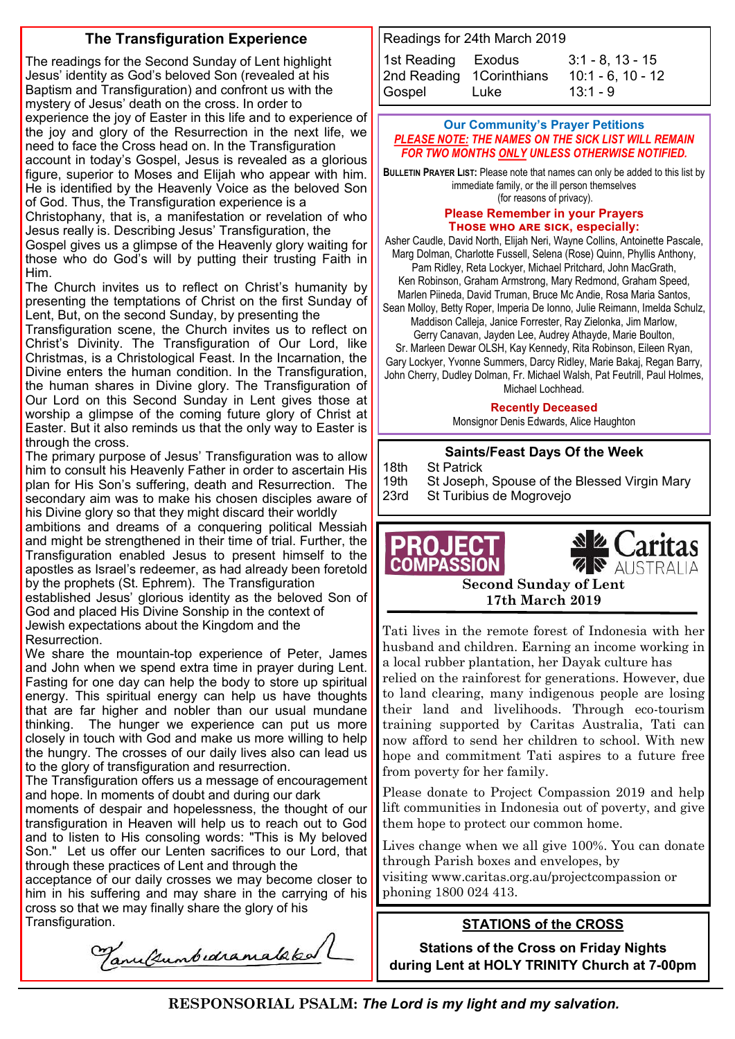## The Transfiguration Experience

The readings for the Second Sunday of Lent highlight Jesus' identity as God's beloved Son (revealed at his Baptism and Transfiguration) and confront us with the mystery of Jesus' death on the cross. In order to experience the joy of Easter in this life and to experience of the joy and glory of the Resurrection in the next life, we need to face the Cross head on. In the Transfiguration account in today's Gospel, Jesus is revealed as a glorious figure, superior to Moses and Elijah who appear with him. He is identified by the Heavenly Voice as the beloved Son of God. Thus, the Transfiguration experience is a Christophany, that is, a manifestation or revelation of who Jesus really is. Describing Jesus' Transfiguration, the Gospel gives us a glimpse of the Heavenly glory waiting for those who do God's will by putting their trusting Faith in Him.

The Church invites us to reflect on Christ's humanity by presenting the temptations of Christ on the first Sunday of Lent, But, on the second Sunday, by presenting the Transfiguration scene, the Church invites us to reflect on Christ's Divinity. The Transfiguration of Our Lord, like Christmas, is a Christological Feast. In the Incarnation, the Divine enters the human condition. In the Transfiguration, the human shares in Divine glory. The Transfiguration of Our Lord on this Second Sunday in Lent gives those at worship a glimpse of the coming future glory of Christ at Easter. But it also reminds us that the only way to Easter is through the cross.

The primary purpose of Jesus' Transfiguration was to allow him to consult his Heavenly Father in order to ascertain His plan for His Son's suffering, death and Resurrection. The secondary aim was to make his chosen disciples aware of his Divine glory so that they might discard their worldly ambitions and dreams of a conquering political Messiah and might be strengthened in their time of trial. Further, the Transfiguration enabled Jesus to present himself to the apostles as Israel's redeemer, as had already been foretold by the prophets (St. Ephrem). The Transfiguration established Jesus' glorious identity as the beloved Son of God and placed His Divine Sonship in the context of Jewish expectations about the Kingdom and the Resurrection.

We share the mountain-top experience of Peter, James and John when we spend extra time in prayer during Lent. Fasting for one day can help the body to store up spiritual energy. This spiritual energy can help us have thoughts that are far higher and nobler than our usual mundane thinking. The hunger we experience can put us more closely in touch with God and make us more willing to help the hungry. The crosses of our daily lives also can lead us to the glory of transfiguration and resurrection.

The Transfiguration offers us a message of encouragement and hope. In moments of doubt and during our dark moments of despair and hopelessness, the thought of our transfiguration in Heaven will help us to reach out to God and to listen to His consoling words: "This is My beloved Son." Let us offer our Lenten sacrifices to our Lord, that through these practices of Lent and through the acceptance of our daily crosses we may become closer to him in his suffering and may share in the carrying of his cross so that we may finally share the glory of his Transfiguration.

*Tanu Cumbidramalakal*

---

Readings for 24th March 2019

| | | |
|---|---|---|
| 1st Reading | Exodus | 3:1 - 8, 13 - 15 |
| 2nd Reading | 1Corinthians | 10:1 - 6, 10 - 12 |
| Gospel | Luke | 13:1 - 9 |

---

### Our Community's Prayer Petitions

***PLEASE NOTE: THE NAMES ON THE SICK LIST WILL REMAIN FOR TWO MONTHS ONLY UNLESS OTHERWISE NOTIFIED.***

**BULLETIN PRAYER LIST:** Please note that names can only be added to this list by immediate family, or the ill person themselves (for reasons of privacy).

**Please Remember in your Prayers**
**THOSE WHO ARE SICK, especially:**

Asher Caudle, David North, Elijah Neri, Wayne Collins, Antoinette Pascale, Marg Dolman, Charlotte Fussell, Selena (Rose) Quinn, Phyllis Anthony, Pam Ridley, Reta Lockyer, Michael Pritchard, John MacGrath, Ken Robinson, Graham Armstrong, Mary Redmond, Graham Speed, Marlen Piineda, David Truman, Bruce Mc Andie, Rosa Maria Santos, Sean Molloy, Betty Roper, Imperia De Ionno, Julie Reimann, Imelda Schulz, Maddison Calleja, Janice Forrester, Ray Zielonka, Jim Marlow, Gerry Canavan, Jayden Lee, Audrey Athayde, Marie Boulton, Sr. Marleen Dewar OLSH, Kay Kennedy, Rita Robinson, Eileen Ryan, Gary Lockyer, Yvonne Summers, Darcy Ridley, Marie Bakaj, Regan Barry, John Cherry, Dudley Dolman, Fr. Michael Walsh, Pat Feutrill, Paul Holmes, Michael Lochhead.

**Recently Deceased**
Monsignor Denis Edwards, Alice Haughton

---

### Saints/Feast Days Of the Week

| | |
|---|---|
| 18th | St Patrick |
| 19th | St Joseph, Spouse of the Blessed Virgin Mary |
| 23rd | St Turibius de Mogrovejo |

---

**PROJECT COMPASSION** — Caritas AUSTRALIA

**Second Sunday of Lent**
**17th March 2019**

Tati lives in the remote forest of Indonesia with her husband and children. Earning an income working in a local rubber plantation, her Dayak culture has relied on the rainforest for generations. However, due to land clearing, many indigenous people are losing their land and livelihoods. Through eco-tourism training supported by Caritas Australia, Tati can now afford to send her children to school. With new hope and commitment Tati aspires to a future free from poverty for her family.

Please donate to Project Compassion 2019 and help lift communities in Indonesia out of poverty, and give them hope to protect our common home.

Lives change when we all give 100%. You can donate through Parish boxes and envelopes, by visiting www.caritas.org.au/projectcompassion or phoning 1800 024 413.

---

### STATIONS of the CROSS

**Stations of the Cross on Friday Nights during Lent at HOLY TRINITY Church at 7-00pm**

---

**RESPONSORIAL PSALM:** ***The Lord is my light and my salvation.***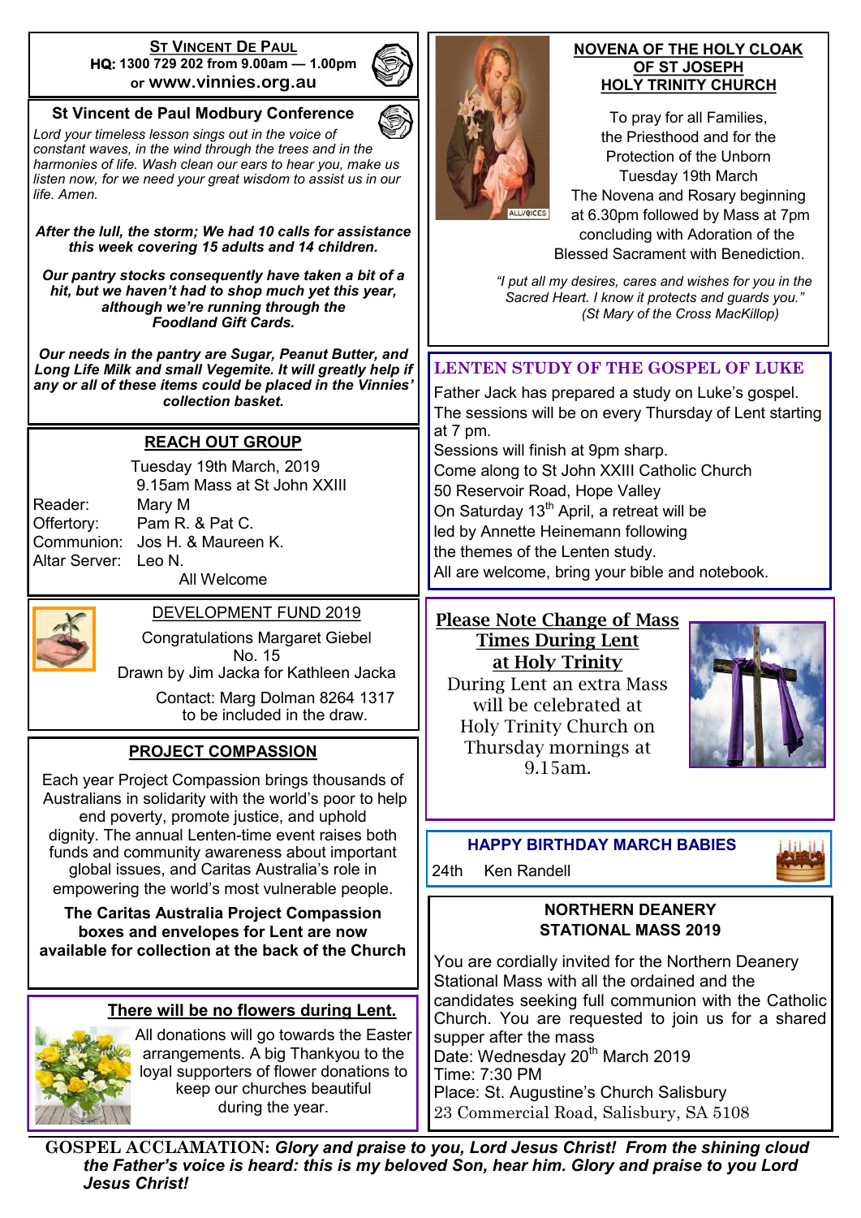## St Vincent De Paul

**HQ: 1300 729 202 from 9.00am — 1.00pm or www.vinnies.org.au**

## St Vincent de Paul Modbury Conference

*Lord your timeless lesson sings out in the voice of constant waves, in the wind through the trees and in the harmonies of life. Wash clean our ears to hear you, make us listen now, for we need your great wisdom to assist us in our life. Amen.*

***After the lull, the storm; We had 10 calls for assistance this week covering 15 adults and 14 children.***

***Our pantry stocks consequently have taken a bit of a hit, but we haven't had to shop much yet this year, although we're running through the Foodland Gift Cards.***

***Our needs in the pantry are Sugar, Peanut Butter, and Long Life Milk and small Vegemite. It will greatly help if any or all of these items could be placed in the Vinnies' collection basket.***

## REACH OUT GROUP

Tuesday 19th March, 2019
9.15am Mass at St John XXIII

Reader: Mary M
Offertory: Pam R. & Pat C.
Communion: Jos H. & Maureen K.
Altar Server: Leo N.

All Welcome

## DEVELOPMENT FUND 2019

Congratulations Margaret Giebel
No. 15
Drawn by Jim Jacka for Kathleen Jacka

Contact: Marg Dolman 8264 1317 to be included in the draw.

## PROJECT COMPASSION

Each year Project Compassion brings thousands of Australians in solidarity with the world's poor to help end poverty, promote justice, and uphold dignity. The annual Lenten-time event raises both funds and community awareness about important global issues, and Caritas Australia's role in empowering the world's most vulnerable people.

**The Caritas Australia Project Compassion boxes and envelopes for Lent are now available for collection at the back of the Church**

## There will be no flowers during Lent.

All donations will go towards the Easter arrangements. A big Thankyou to the loyal supporters of flower donations to keep our churches beautiful during the year.

## NOVENA OF THE HOLY CLOAK OF ST JOSEPH HOLY TRINITY CHURCH

To pray for all Families, the Priesthood and for the Protection of the Unborn
Tuesday 19th March
The Novena and Rosary beginning at 6.30pm followed by Mass at 7pm concluding with Adoration of the Blessed Sacrament with Benediction.

*"I put all my desires, cares and wishes for you in the Sacred Heart. I know it protects and guards you."*
*(St Mary of the Cross MacKillop)*

## LENTEN STUDY OF THE GOSPEL OF LUKE

Father Jack has prepared a study on Luke's gospel.
The sessions will be on every Thursday of Lent starting at 7 pm.
Sessions will finish at 9pm sharp.
Come along to St John XXIII Catholic Church
50 Reservoir Road, Hope Valley
On Saturday 13th April, a retreat will be led by Annette Heinemann following the themes of the Lenten study.
All are welcome, bring your bible and notebook.

## Please Note Change of Mass Times During Lent at Holy Trinity

During Lent an extra Mass will be celebrated at Holy Trinity Church on Thursday mornings at 9.15am.

## HAPPY BIRTHDAY MARCH BABIES

24th Ken Randell

## NORTHERN DEANERY STATIONAL MASS 2019

You are cordially invited for the Northern Deanery Stational Mass with all the ordained and the candidates seeking full communion with the Catholic Church. You are requested to join us for a shared supper after the mass
Date: Wednesday 20th March 2019
Time: 7:30 PM
Place: St. Augustine's Church Salisbury
23 Commercial Road, Salisbury, SA 5108

**GOSPEL ACCLAMATION:** ***Glory and praise to you, Lord Jesus Christ! From the shining cloud the Father's voice is heard: this is my beloved Son, hear him. Glory and praise to you Lord Jesus Christ!***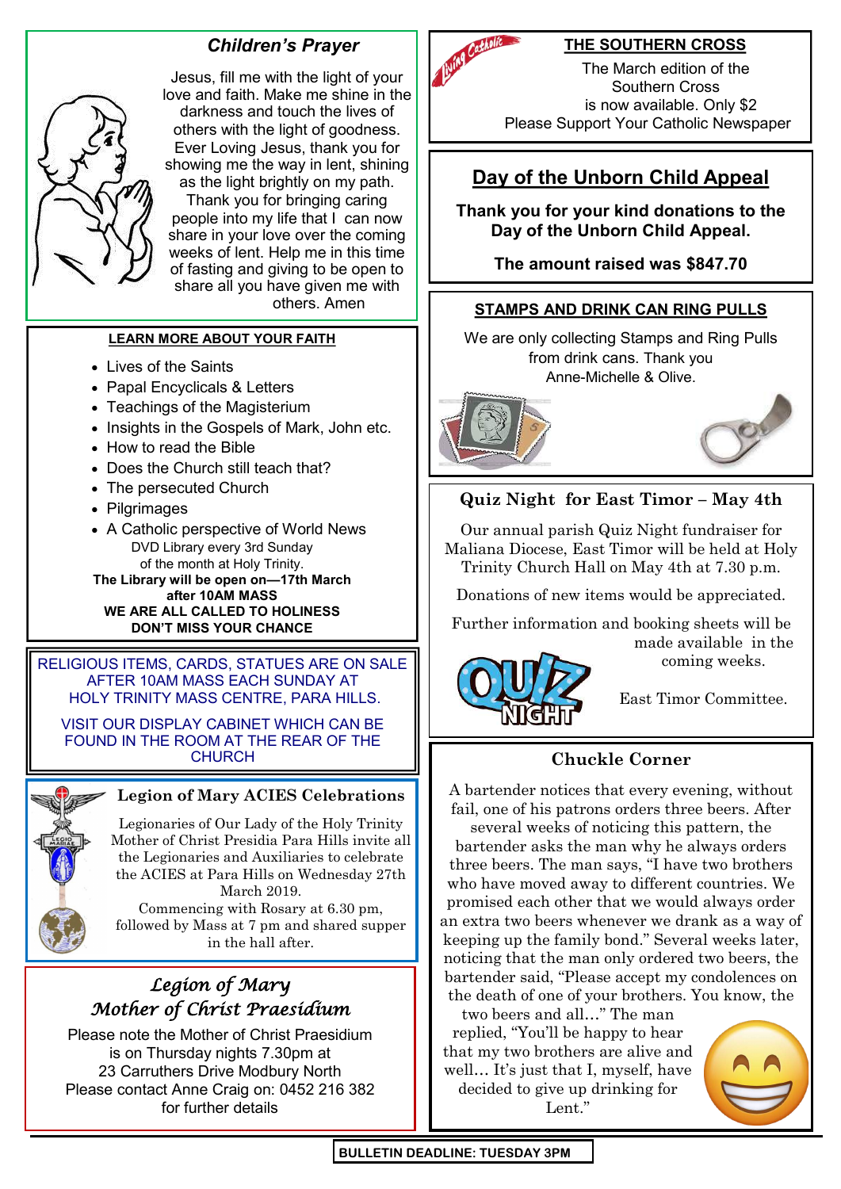## *Children's Prayer*

Jesus, fill me with the light of your love and faith. Make me shine in the darkness and touch the lives of others with the light of goodness. Ever Loving Jesus, thank you for showing me the way in lent, shining as the light brightly on my path. Thank you for bringing caring people into my life that I can now share in your love over the coming weeks of lent. Help me in this time of fasting and giving to be open to share all you have given me with others. Amen

### LEARN MORE ABOUT YOUR FAITH

- Lives of the Saints
- Papal Encyclicals & Letters
- Teachings of the Magisterium
- Insights in the Gospels of Mark, John etc.
- How to read the Bible
- Does the Church still teach that?
- The persecuted Church
- Pilgrimages
- A Catholic perspective of World News

DVD Library every 3rd Sunday of the month at Holy Trinity.

**The Library will be open on—17th March after 10AM MASS**

**WE ARE ALL CALLED TO HOLINESS**

**DON'T MISS YOUR CHANCE**

RELIGIOUS ITEMS, CARDS, STATUES ARE ON SALE AFTER 10AM MASS EACH SUNDAY AT HOLY TRINITY MASS CENTRE, PARA HILLS.

VISIT OUR DISPLAY CABINET WHICH CAN BE FOUND IN THE ROOM AT THE REAR OF THE CHURCH

### Legion of Mary ACIES Celebrations

Legionaries of Our Lady of the Holy Trinity Mother of Christ Presidia Para Hills invite all the Legionaries and Auxiliaries to celebrate the ACIES at Para Hills on Wednesday 27th March 2019.

Commencing with Rosary at 6.30 pm, followed by Mass at 7 pm and shared supper in the hall after.

## *Legion of Mary Mother of Christ Praesidium*

Please note the Mother of Christ Praesidium is on Thursday nights 7.30pm at 23 Carruthers Drive Modbury North

Please contact Anne Craig on: 0452 216 382 for further details

### THE SOUTHERN CROSS

The March edition of the Southern Cross is now available. Only $2

Please Support Your Catholic Newspaper

## Day of the Unborn Child Appeal

**Thank you for your kind donations to the Day of the Unborn Child Appeal.**

**The amount raised was $847.70**

### STAMPS AND DRINK CAN RING PULLS

We are only collecting Stamps and Ring Pulls from drink cans. Thank you

Anne-Michelle & Olive.

### Quiz Night for East Timor – May 4th

Our annual parish Quiz Night fundraiser for Maliana Diocese, East Timor will be held at Holy Trinity Church Hall on May 4th at 7.30 p.m.

Donations of new items would be appreciated.

Further information and booking sheets will be made available in the coming weeks.

East Timor Committee.

### Chuckle Corner

A bartender notices that every evening, without fail, one of his patrons orders three beers. After several weeks of noticing this pattern, the bartender asks the man why he always orders three beers. The man says, "I have two brothers who have moved away to different countries. We promised each other that we would always order an extra two beers whenever we drank as a way of keeping up the family bond." Several weeks later, noticing that the man only ordered two beers, the bartender said, "Please accept my condolences on the death of one of your brothers. You know, the two beers and all…" The man replied, "You'll be happy to hear that my two brothers are alive and well… It's just that I, myself, have decided to give up drinking for Lent."

**BULLETIN DEADLINE: TUESDAY 3PM**